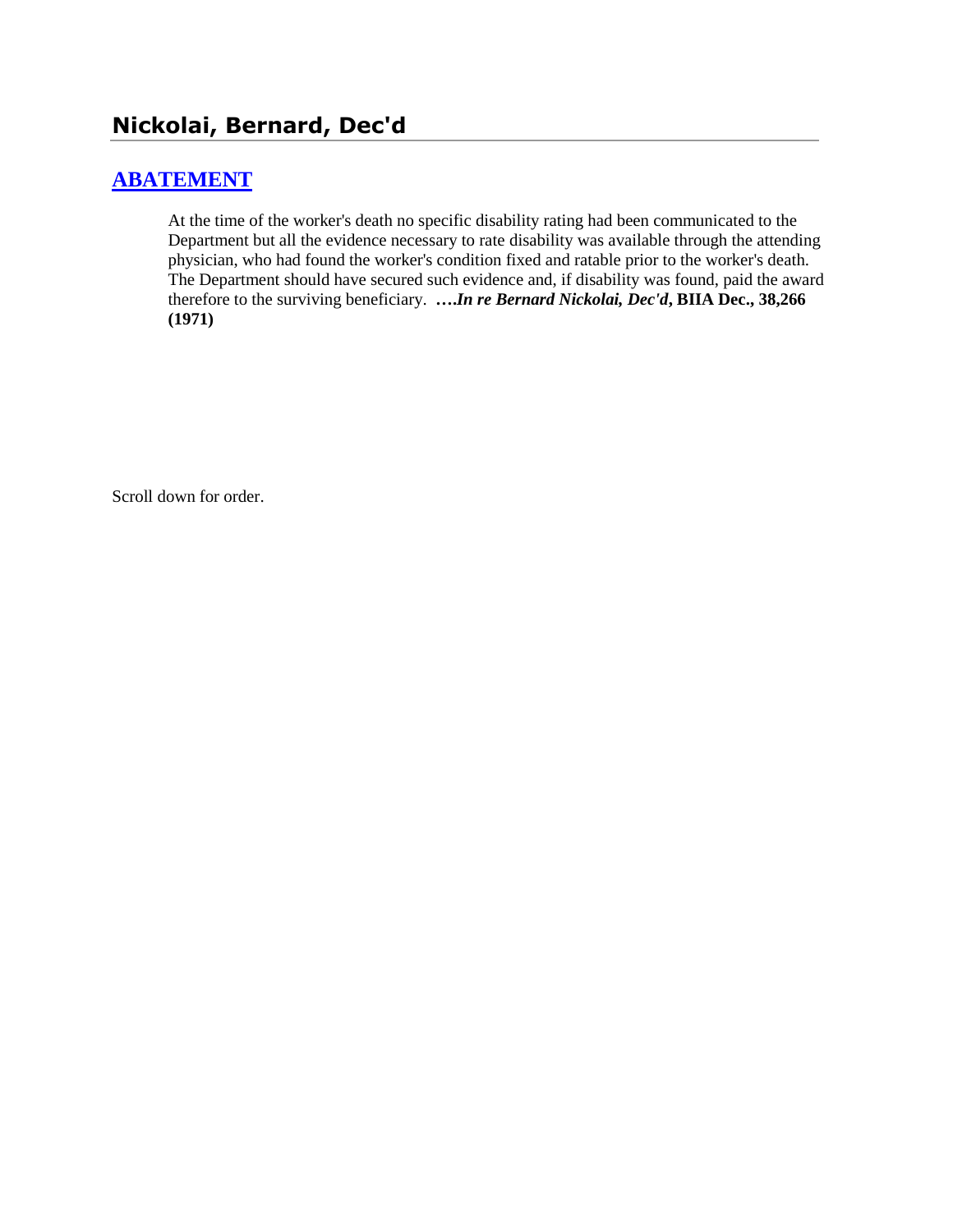# Nickolai, Bernard, Dec'd

## ABATEMENT

At the time of the worker's death no specific disability rating had been communicated to the Department but all the evidence necessary to rate disability was available through the attending physician, who had found the worker's condition fixed and ratable prior to the worker's death. The Department should have secured such evidence and, if disability was found, paid the award therefore to the surviving beneficiary. ***….In re Bernard Nickolai, Dec'd*, BIIA Dec., 38,266 (1971)**

Scroll down for order.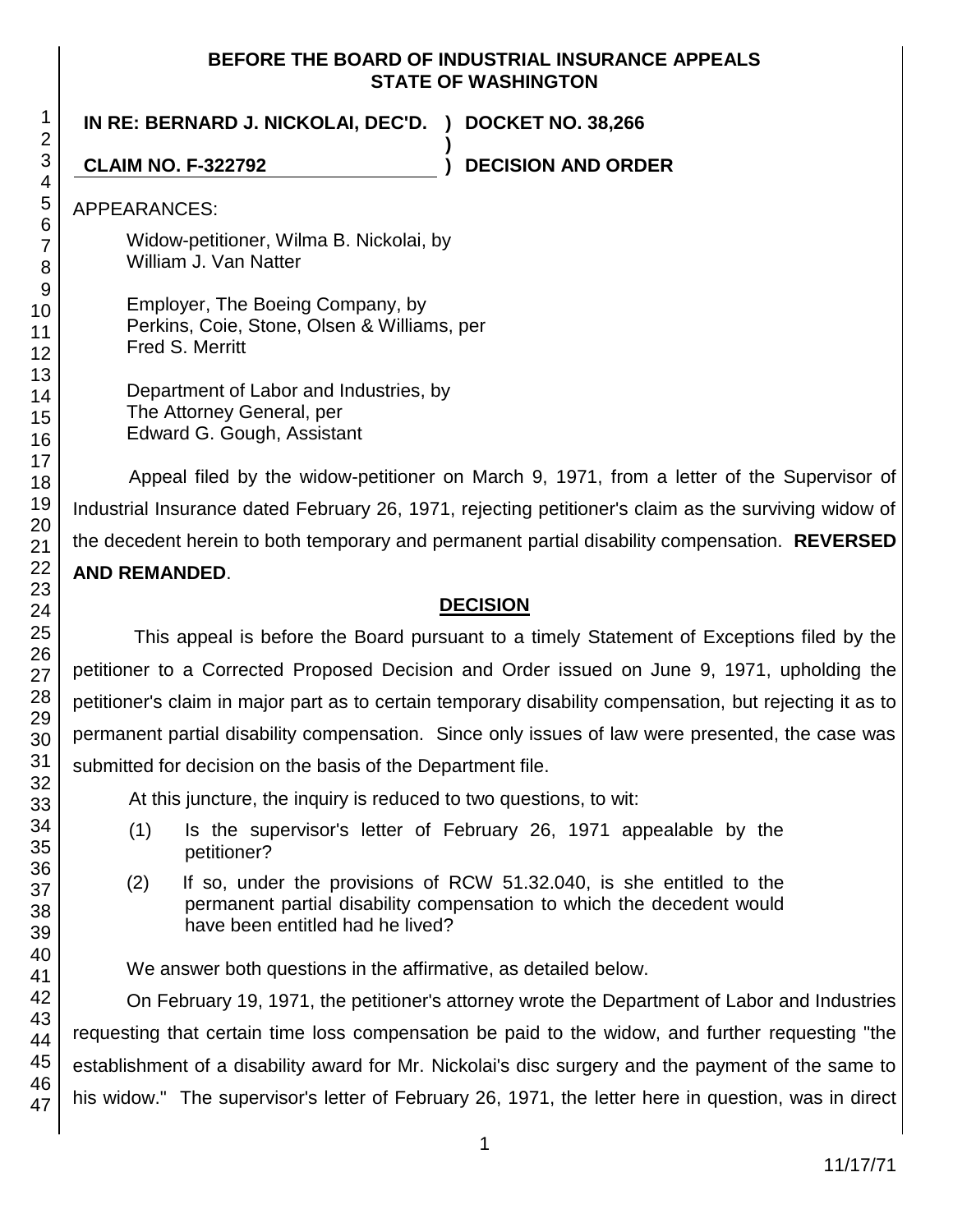**BEFORE THE BOARD OF INDUSTRIAL INSURANCE APPEALS**
**STATE OF WASHINGTON**

**IN RE: BERNARD J. NICKOLAI, DEC'D. ) DOCKET NO. 38,266**
**)**
**CLAIM NO. F-322792 ) DECISION AND ORDER**

APPEARANCES:

Widow-petitioner, Wilma B. Nickolai, by
William J. Van Natter

Employer, The Boeing Company, by
Perkins, Coie, Stone, Olsen & Williams, per
Fred S. Merritt

Department of Labor and Industries, by
The Attorney General, per
Edward G. Gough, Assistant

Appeal filed by the widow-petitioner on March 9, 1971, from a letter of the Supervisor of Industrial Insurance dated February 26, 1971, rejecting petitioner's claim as the surviving widow of the decedent herein to both temporary and permanent partial disability compensation. **REVERSED AND REMANDED**.

## DECISION

This appeal is before the Board pursuant to a timely Statement of Exceptions filed by the petitioner to a Corrected Proposed Decision and Order issued on June 9, 1971, upholding the petitioner's claim in major part as to certain temporary disability compensation, but rejecting it as to permanent partial disability compensation. Since only issues of law were presented, the case was submitted for decision on the basis of the Department file.

At this juncture, the inquiry is reduced to two questions, to wit:

(1) Is the supervisor's letter of February 26, 1971 appealable by the petitioner?

(2) If so, under the provisions of RCW 51.32.040, is she entitled to the permanent partial disability compensation to which the decedent would have been entitled had he lived?

We answer both questions in the affirmative, as detailed below.

On February 19, 1971, the petitioner's attorney wrote the Department of Labor and Industries requesting that certain time loss compensation be paid to the widow, and further requesting "the establishment of a disability award for Mr. Nickolai's disc surgery and the payment of the same to his widow." The supervisor's letter of February 26, 1971, the letter here in question, was in direct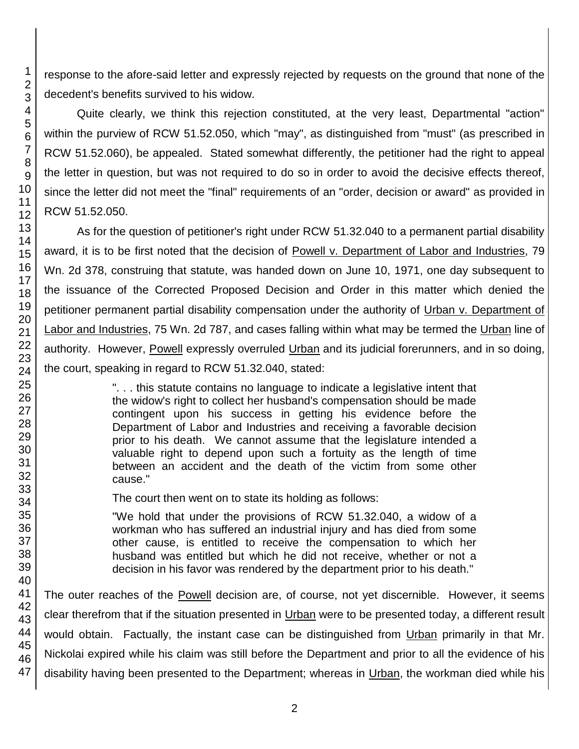response to the afore-said letter and expressly rejected by requests on the ground that none of the decedent's benefits survived to his widow.

Quite clearly, we think this rejection constituted, at the very least, Departmental "action" within the purview of RCW 51.52.050, which "may", as distinguished from "must" (as prescribed in RCW 51.52.060), be appealed. Stated somewhat differently, the petitioner had the right to appeal the letter in question, but was not required to do so in order to avoid the decisive effects thereof, since the letter did not meet the "final" requirements of an "order, decision or award" as provided in RCW 51.52.050.

As for the question of petitioner's right under RCW 51.32.040 to a permanent partial disability award, it is to be first noted that the decision of Powell v. Department of Labor and Industries, 79 Wn. 2d 378, construing that statute, was handed down on June 10, 1971, one day subsequent to the issuance of the Corrected Proposed Decision and Order in this matter which denied the petitioner permanent partial disability compensation under the authority of Urban v. Department of Labor and Industries, 75 Wn. 2d 787, and cases falling within what may be termed the Urban line of authority. However, Powell expressly overruled Urban and its judicial forerunners, and in so doing, the court, speaking in regard to RCW 51.32.040, stated:

> ". . . this statute contains no language to indicate a legislative intent that the widow's right to collect her husband's compensation should be made contingent upon his success in getting his evidence before the Department of Labor and Industries and receiving a favorable decision prior to his death. We cannot assume that the legislature intended a valuable right to depend upon such a fortuity as the length of time between an accident and the death of the victim from some other cause."
>
> The court then went on to state its holding as follows:
>
> "We hold that under the provisions of RCW 51.32.040, a widow of a workman who has suffered an industrial injury and has died from some other cause, is entitled to receive the compensation to which her husband was entitled but which he did not receive, whether or not a decision in his favor was rendered by the department prior to his death."

The outer reaches of the Powell decision are, of course, not yet discernible. However, it seems clear therefrom that if the situation presented in Urban were to be presented today, a different result would obtain. Factually, the instant case can be distinguished from Urban primarily in that Mr. Nickolai expired while his claim was still before the Department and prior to all the evidence of his disability having been presented to the Department; whereas in Urban, the workman died while his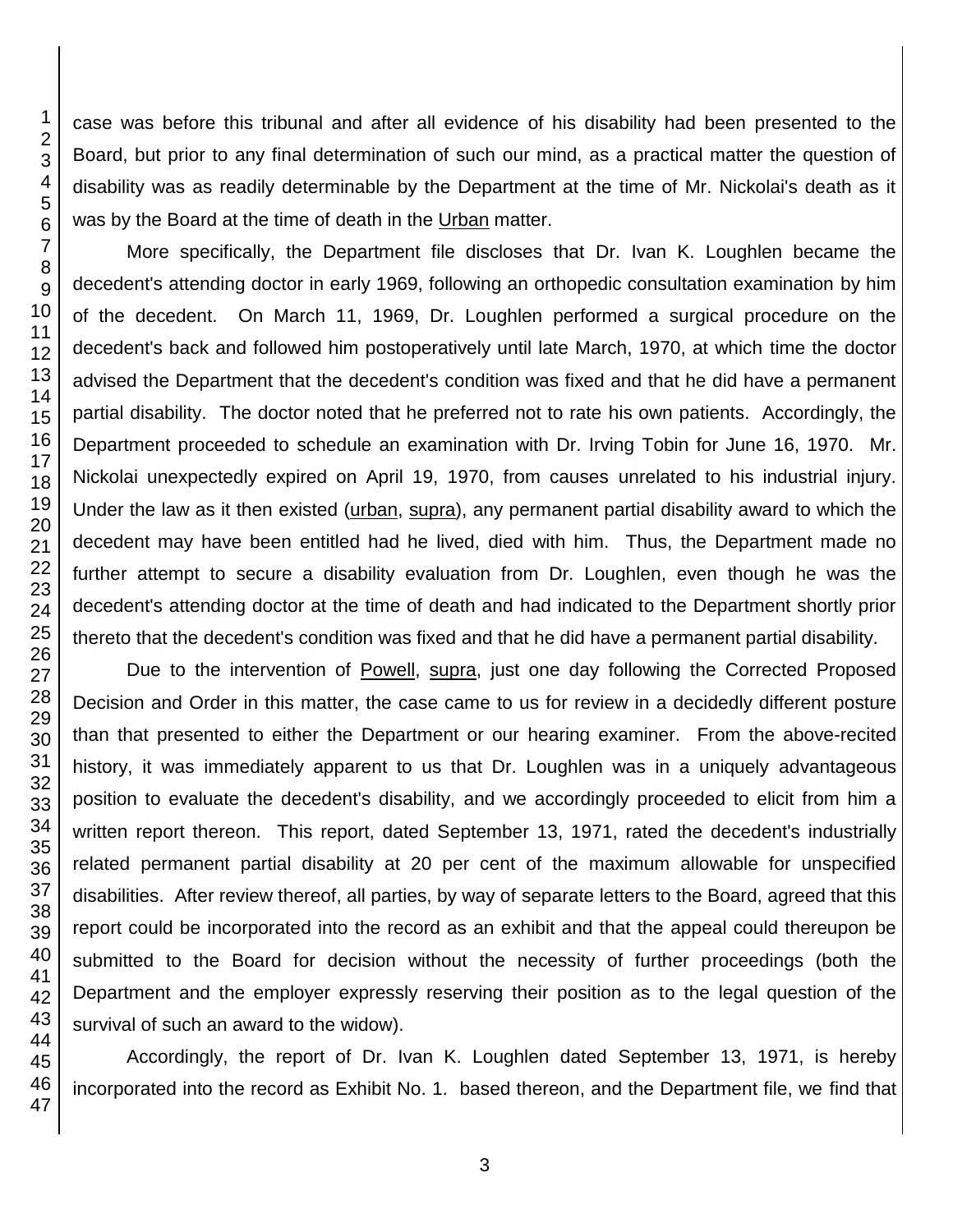case was before this tribunal and after all evidence of his disability had been presented to the Board, but prior to any final determination of such our mind, as a practical matter the question of disability was as readily determinable by the Department at the time of Mr. Nickolai's death as it was by the Board at the time of death in the Urban matter.

More specifically, the Department file discloses that Dr. Ivan K. Loughlen became the decedent's attending doctor in early 1969, following an orthopedic consultation examination by him of the decedent. On March 11, 1969, Dr. Loughlen performed a surgical procedure on the decedent's back and followed him postoperatively until late March, 1970, at which time the doctor advised the Department that the decedent's condition was fixed and that he did have a permanent partial disability. The doctor noted that he preferred not to rate his own patients. Accordingly, the Department proceeded to schedule an examination with Dr. Irving Tobin for June 16, 1970. Mr. Nickolai unexpectedly expired on April 19, 1970, from causes unrelated to his industrial injury. Under the law as it then existed (urban, supra), any permanent partial disability award to which the decedent may have been entitled had he lived, died with him. Thus, the Department made no further attempt to secure a disability evaluation from Dr. Loughlen, even though he was the decedent's attending doctor at the time of death and had indicated to the Department shortly prior thereto that the decedent's condition was fixed and that he did have a permanent partial disability.

Due to the intervention of Powell, supra, just one day following the Corrected Proposed Decision and Order in this matter, the case came to us for review in a decidedly different posture than that presented to either the Department or our hearing examiner. From the above-recited history, it was immediately apparent to us that Dr. Loughlen was in a uniquely advantageous position to evaluate the decedent's disability, and we accordingly proceeded to elicit from him a written report thereon. This report, dated September 13, 1971, rated the decedent's industrially related permanent partial disability at 20 per cent of the maximum allowable for unspecified disabilities. After review thereof, all parties, by way of separate letters to the Board, agreed that this report could be incorporated into the record as an exhibit and that the appeal could thereupon be submitted to the Board for decision without the necessity of further proceedings (both the Department and the employer expressly reserving their position as to the legal question of the survival of such an award to the widow).

Accordingly, the report of Dr. Ivan K. Loughlen dated September 13, 1971, is hereby incorporated into the record as Exhibit No. 1. based thereon, and the Department file, we find that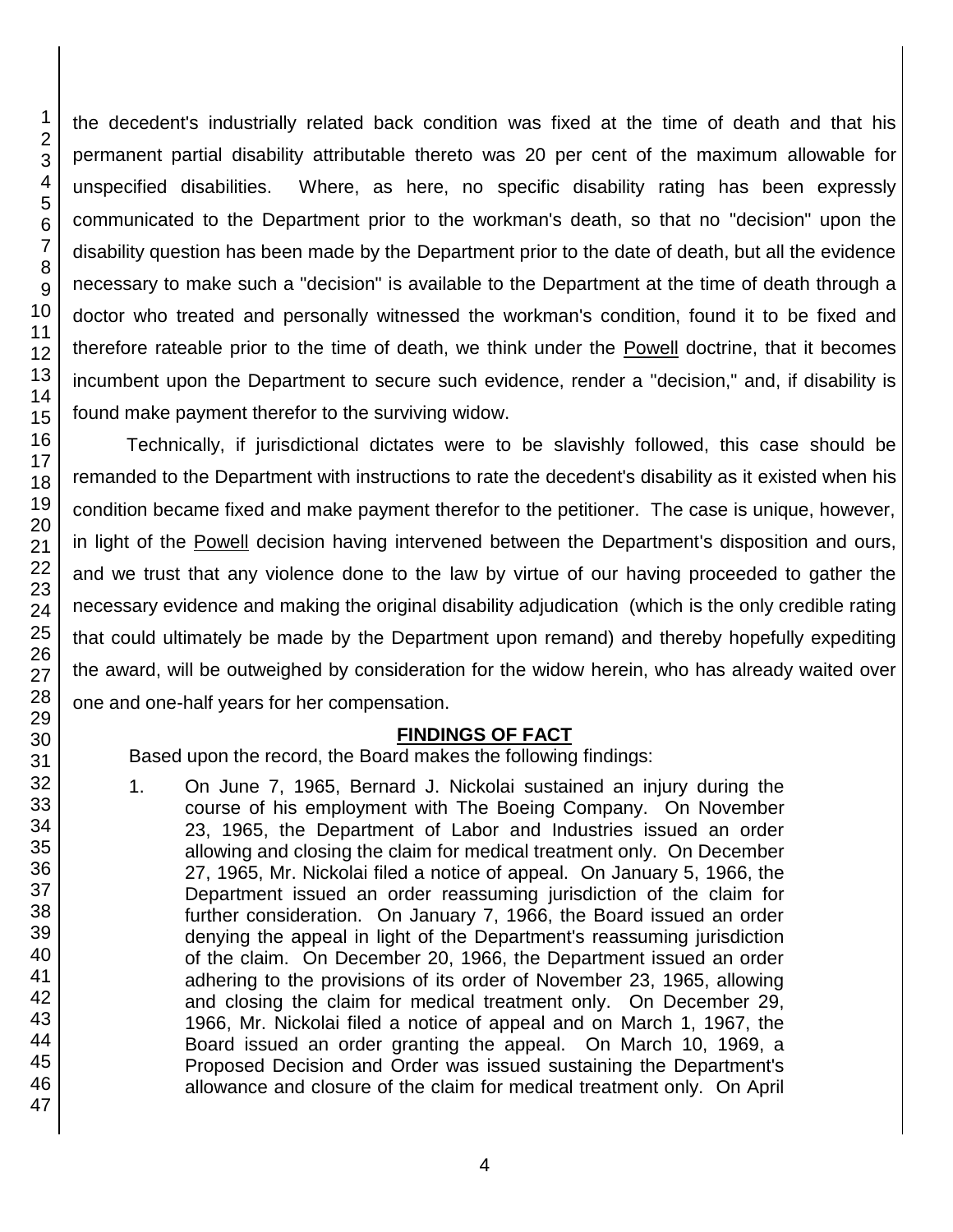the decedent's industrially related back condition was fixed at the time of death and that his permanent partial disability attributable thereto was 20 per cent of the maximum allowable for unspecified disabilities. Where, as here, no specific disability rating has been expressly communicated to the Department prior to the workman's death, so that no "decision" upon the disability question has been made by the Department prior to the date of death, but all the evidence necessary to make such a "decision" is available to the Department at the time of death through a doctor who treated and personally witnessed the workman's condition, found it to be fixed and therefore rateable prior to the time of death, we think under the Powell doctrine, that it becomes incumbent upon the Department to secure such evidence, render a "decision," and, if disability is found make payment therefor to the surviving widow.

Technically, if jurisdictional dictates were to be slavishly followed, this case should be remanded to the Department with instructions to rate the decedent's disability as it existed when his condition became fixed and make payment therefor to the petitioner. The case is unique, however, in light of the Powell decision having intervened between the Department's disposition and ours, and we trust that any violence done to the law by virtue of our having proceeded to gather the necessary evidence and making the original disability adjudication (which is the only credible rating that could ultimately be made by the Department upon remand) and thereby hopefully expediting the award, will be outweighed by consideration for the widow herein, who has already waited over one and one-half years for her compensation.

## FINDINGS OF FACT

Based upon the record, the Board makes the following findings:

1. On June 7, 1965, Bernard J. Nickolai sustained an injury during the course of his employment with The Boeing Company. On November 23, 1965, the Department of Labor and Industries issued an order allowing and closing the claim for medical treatment only. On December 27, 1965, Mr. Nickolai filed a notice of appeal. On January 5, 1966, the Department issued an order reassuming jurisdiction of the claim for further consideration. On January 7, 1966, the Board issued an order denying the appeal in light of the Department's reassuming jurisdiction of the claim. On December 20, 1966, the Department issued an order adhering to the provisions of its order of November 23, 1965, allowing and closing the claim for medical treatment only. On December 29, 1966, Mr. Nickolai filed a notice of appeal and on March 1, 1967, the Board issued an order granting the appeal. On March 10, 1969, a Proposed Decision and Order was issued sustaining the Department's allowance and closure of the claim for medical treatment only. On April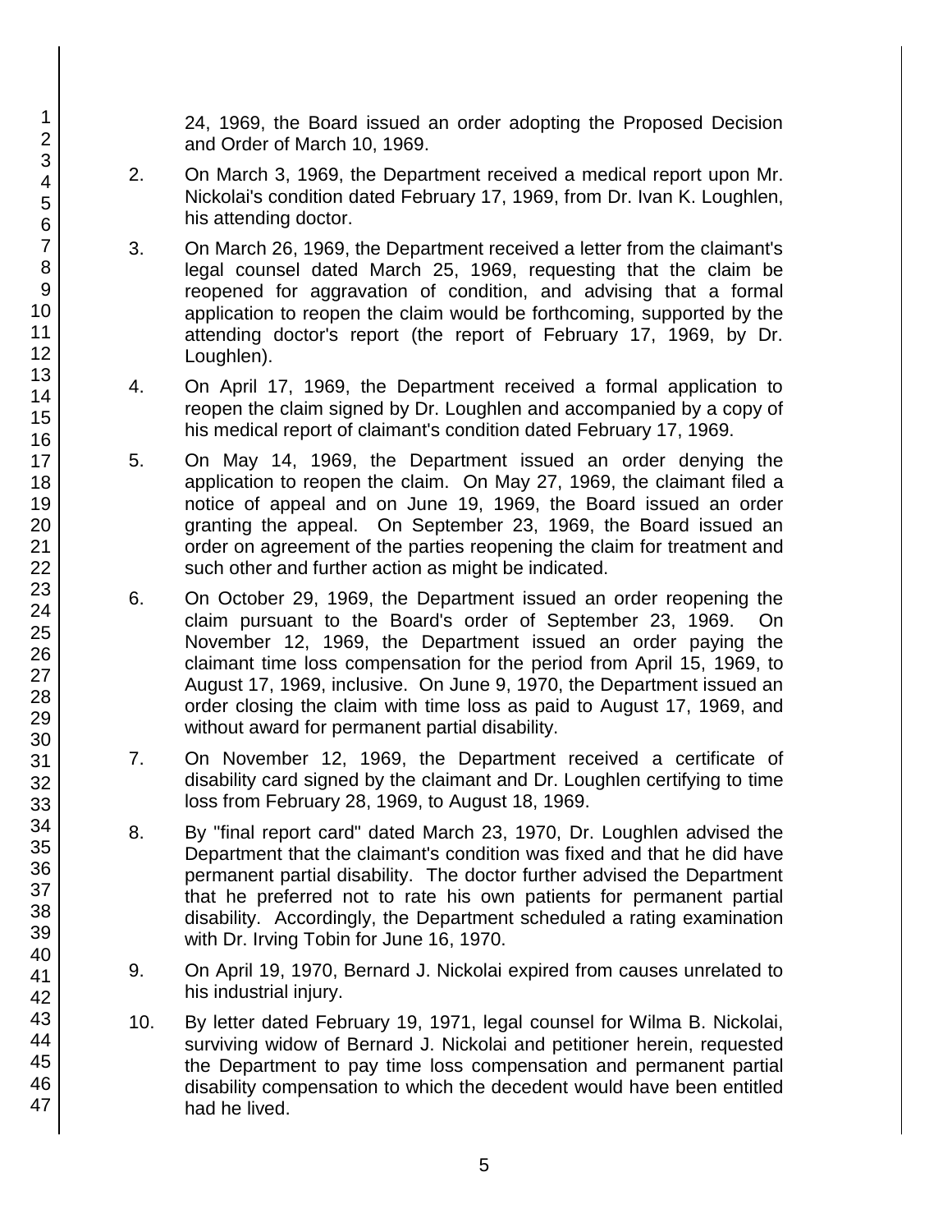24, 1969, the Board issued an order adopting the Proposed Decision and Order of March 10, 1969.

2. On March 3, 1969, the Department received a medical report upon Mr. Nickolai's condition dated February 17, 1969, from Dr. Ivan K. Loughlen, his attending doctor.

3. On March 26, 1969, the Department received a letter from the claimant's legal counsel dated March 25, 1969, requesting that the claim be reopened for aggravation of condition, and advising that a formal application to reopen the claim would be forthcoming, supported by the attending doctor's report (the report of February 17, 1969, by Dr. Loughlen).

4. On April 17, 1969, the Department received a formal application to reopen the claim signed by Dr. Loughlen and accompanied by a copy of his medical report of claimant's condition dated February 17, 1969.

5. On May 14, 1969, the Department issued an order denying the application to reopen the claim. On May 27, 1969, the claimant filed a notice of appeal and on June 19, 1969, the Board issued an order granting the appeal. On September 23, 1969, the Board issued an order on agreement of the parties reopening the claim for treatment and such other and further action as might be indicated.

6. On October 29, 1969, the Department issued an order reopening the claim pursuant to the Board's order of September 23, 1969. On November 12, 1969, the Department issued an order paying the claimant time loss compensation for the period from April 15, 1969, to August 17, 1969, inclusive. On June 9, 1970, the Department issued an order closing the claim with time loss as paid to August 17, 1969, and without award for permanent partial disability.

7. On November 12, 1969, the Department received a certificate of disability card signed by the claimant and Dr. Loughlen certifying to time loss from February 28, 1969, to August 18, 1969.

8. By "final report card" dated March 23, 1970, Dr. Loughlen advised the Department that the claimant's condition was fixed and that he did have permanent partial disability. The doctor further advised the Department that he preferred not to rate his own patients for permanent partial disability. Accordingly, the Department scheduled a rating examination with Dr. Irving Tobin for June 16, 1970.

9. On April 19, 1970, Bernard J. Nickolai expired from causes unrelated to his industrial injury.

10. By letter dated February 19, 1971, legal counsel for Wilma B. Nickolai, surviving widow of Bernard J. Nickolai and petitioner herein, requested the Department to pay time loss compensation and permanent partial disability compensation to which the decedent would have been entitled had he lived.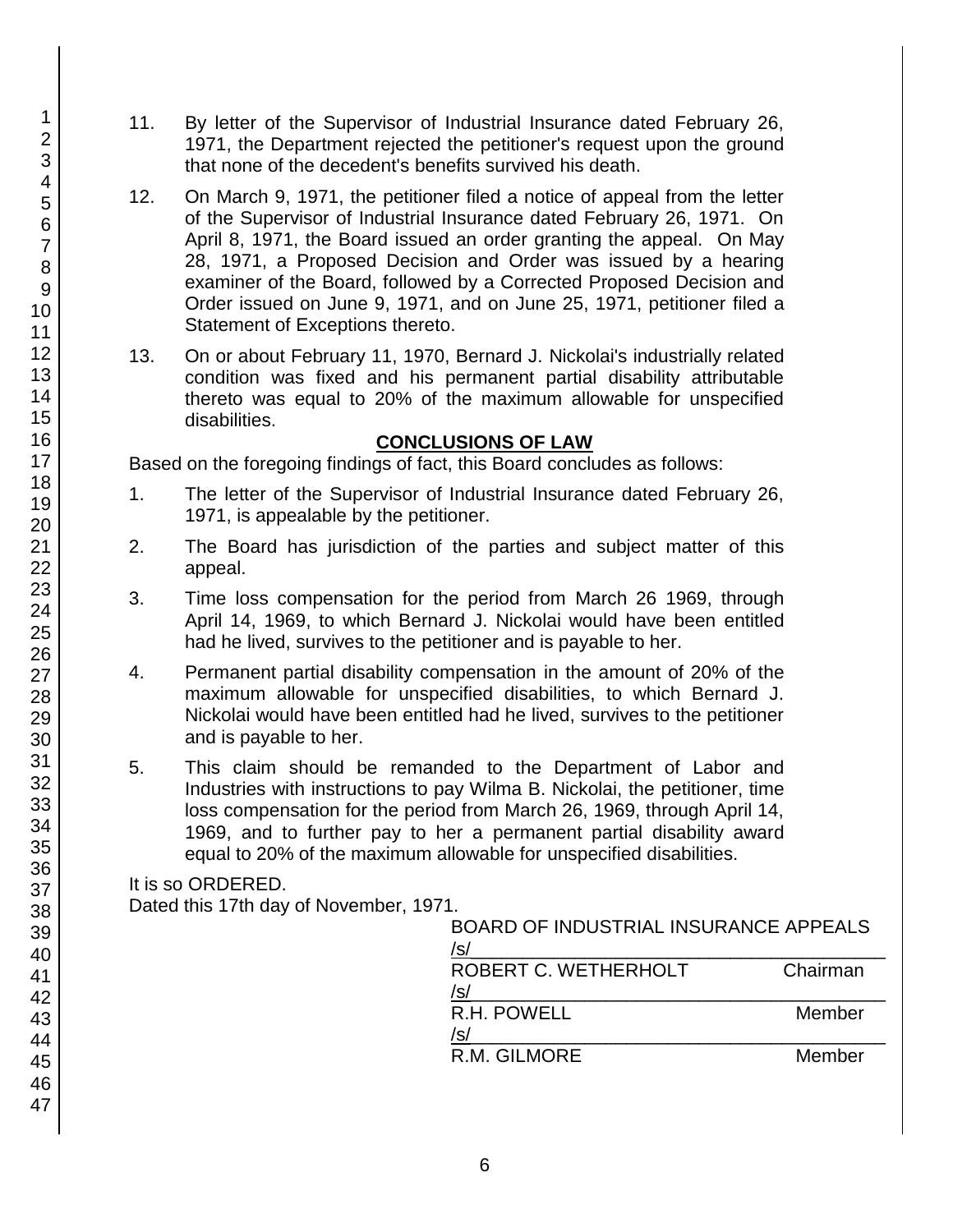11. By letter of the Supervisor of Industrial Insurance dated February 26, 1971, the Department rejected the petitioner's request upon the ground that none of the decedent's benefits survived his death.

12. On March 9, 1971, the petitioner filed a notice of appeal from the letter of the Supervisor of Industrial Insurance dated February 26, 1971. On April 8, 1971, the Board issued an order granting the appeal. On May 28, 1971, a Proposed Decision and Order was issued by a hearing examiner of the Board, followed by a Corrected Proposed Decision and Order issued on June 9, 1971, and on June 25, 1971, petitioner filed a Statement of Exceptions thereto.

13. On or about February 11, 1970, Bernard J. Nickolai's industrially related condition was fixed and his permanent partial disability attributable thereto was equal to 20% of the maximum allowable for unspecified disabilities.

## CONCLUSIONS OF LAW

Based on the foregoing findings of fact, this Board concludes as follows:

1. The letter of the Supervisor of Industrial Insurance dated February 26, 1971, is appealable by the petitioner.

2. The Board has jurisdiction of the parties and subject matter of this appeal.

3. Time loss compensation for the period from March 26 1969, through April 14, 1969, to which Bernard J. Nickolai would have been entitled had he lived, survives to the petitioner and is payable to her.

4. Permanent partial disability compensation in the amount of 20% of the maximum allowable for unspecified disabilities, to which Bernard J. Nickolai would have been entitled had he lived, survives to the petitioner and is payable to her.

5. This claim should be remanded to the Department of Labor and Industries with instructions to pay Wilma B. Nickolai, the petitioner, time loss compensation for the period from March 26, 1969, through April 14, 1969, and to further pay to her a permanent partial disability award equal to 20% of the maximum allowable for unspecified disabilities.

It is so ORDERED.

Dated this 17th day of November, 1971.

BOARD OF INDUSTRIAL INSURANCE APPEALS

/s/
ROBERT C. WETHERHOLT — Chairman

/s/
R.H. POWELL — Member

/s/
R.M. GILMORE — Member